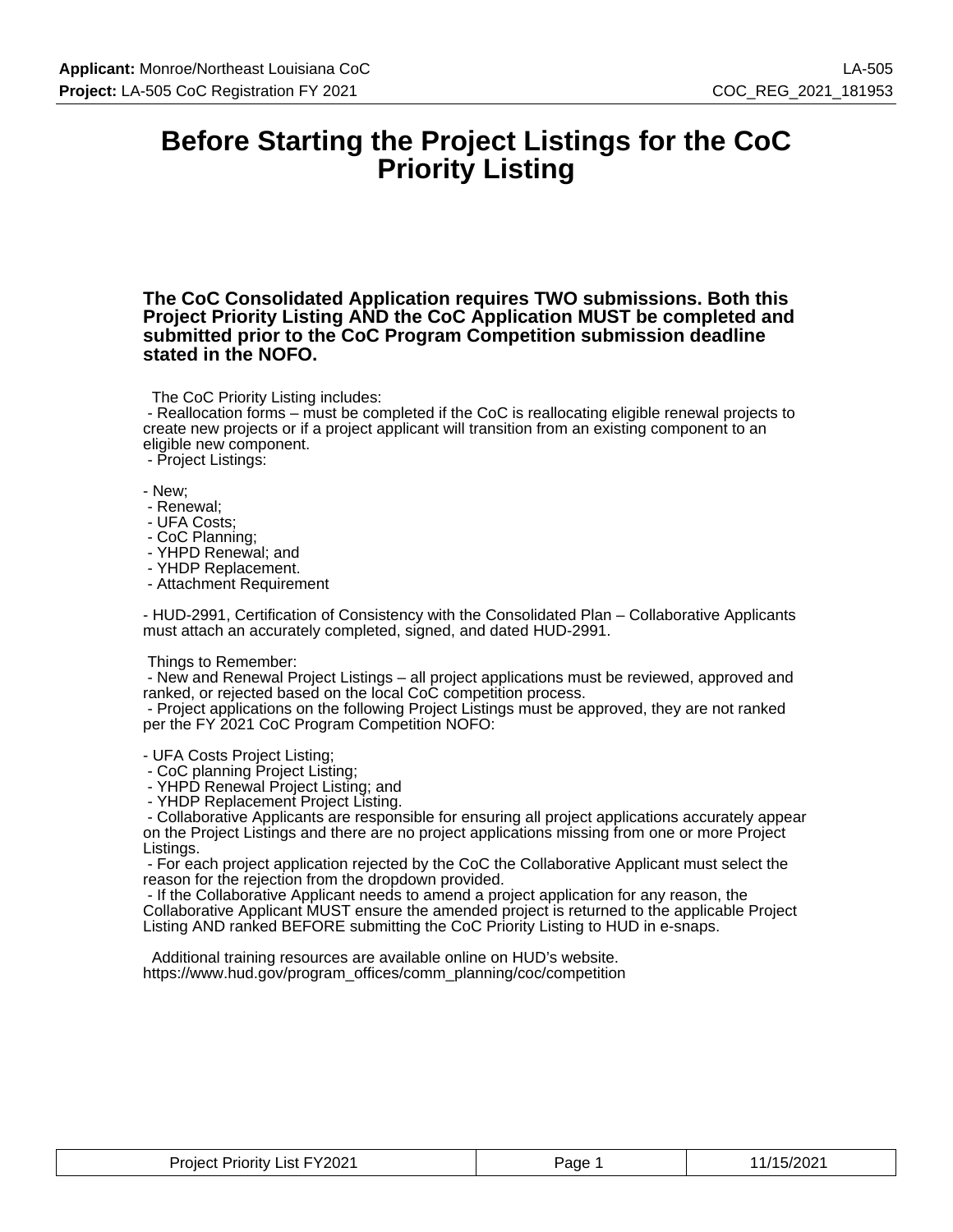# Before Starting the Project Listings for the CoC Priority Listing

**The CoC Consolidated Application requires TWO submissions. Both this Project Priority Listing AND the CoC Application MUST be completed and submitted prior to the CoC Program Competition submission deadline stated in the NOFO.**

The CoC Priority Listing includes:

- Reallocation forms – must be completed if the CoC is reallocating eligible renewal projects to create new projects or if a project applicant will transition from an existing component to an eligible new component.
- Project Listings:

- New;
- Renewal;
- UFA Costs;
- CoC Planning;
- YHPD Renewal; and
- YHDP Replacement.
- Attachment Requirement

- HUD-2991, Certification of Consistency with the Consolidated Plan – Collaborative Applicants must attach an accurately completed, signed, and dated HUD-2991.

Things to Remember:

- New and Renewal Project Listings – all project applications must be reviewed, approved and ranked, or rejected based on the local CoC competition process.
- Project applications on the following Project Listings must be approved, they are not ranked per the FY 2021 CoC Program Competition NOFO:

- UFA Costs Project Listing;
- CoC planning Project Listing;
- YHPD Renewal Project Listing; and
- YHDP Replacement Project Listing.
- Collaborative Applicants are responsible for ensuring all project applications accurately appear on the Project Listings and there are no project applications missing from one or more Project Listings.
- For each project application rejected by the CoC the Collaborative Applicant must select the reason for the rejection from the dropdown provided.
- If the Collaborative Applicant needs to amend a project application for any reason, the Collaborative Applicant MUST ensure the amended project is returned to the applicable Project Listing AND ranked BEFORE submitting the CoC Priority Listing to HUD in e-snaps.

Additional training resources are available online on HUD's website.
https://www.hud.gov/program_offices/comm_planning/coc/competition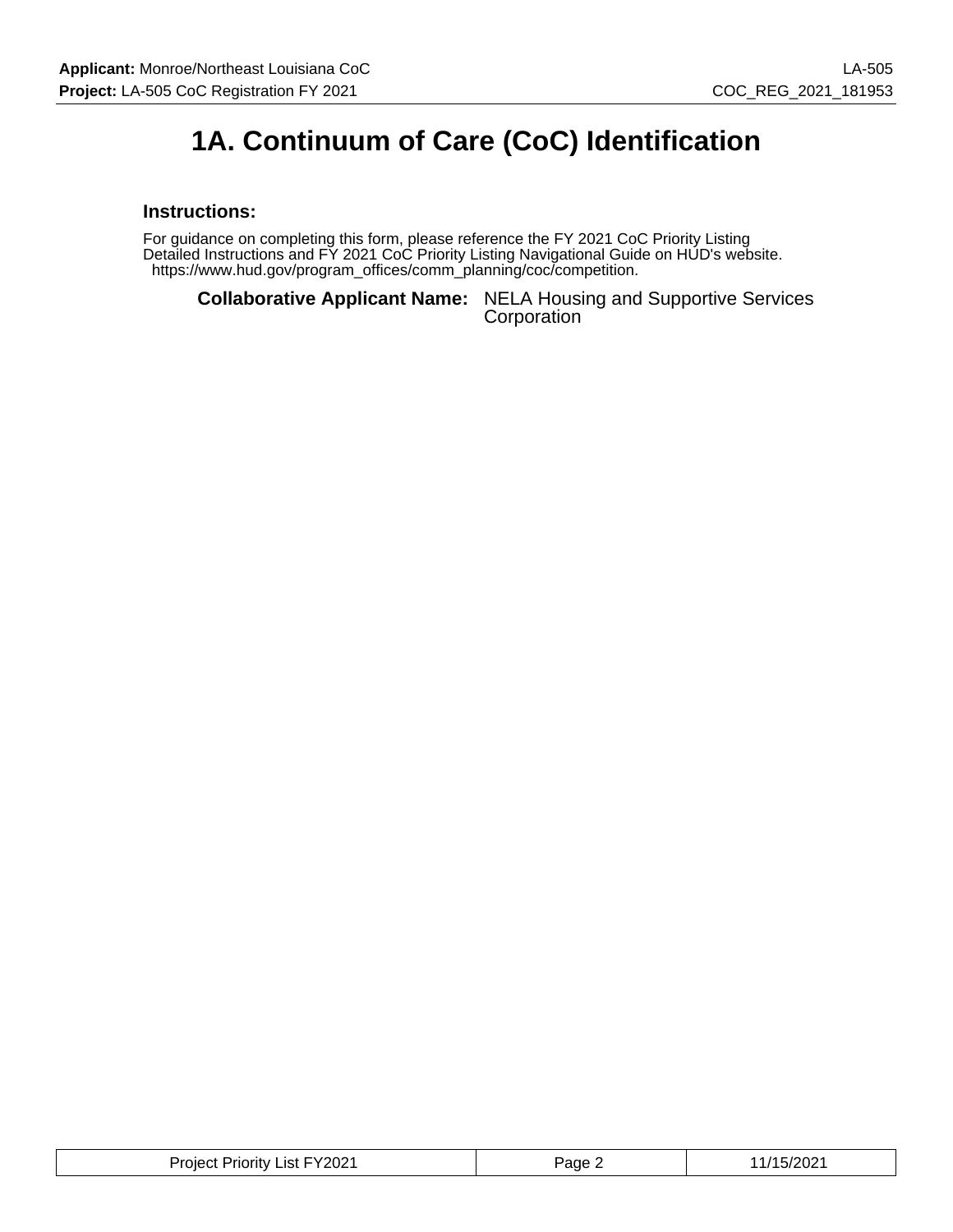# 1A. Continuum of Care (CoC) Identification

### Instructions:

For guidance on completing this form, please reference the FY 2021 CoC Priority Listing Detailed Instructions and FY 2021 CoC Priority Listing Navigational Guide on HUD's website. https://www.hud.gov/program_offices/comm_planning/coc/competition.

**Collaborative Applicant Name:** NELA Housing and Supportive Services Corporation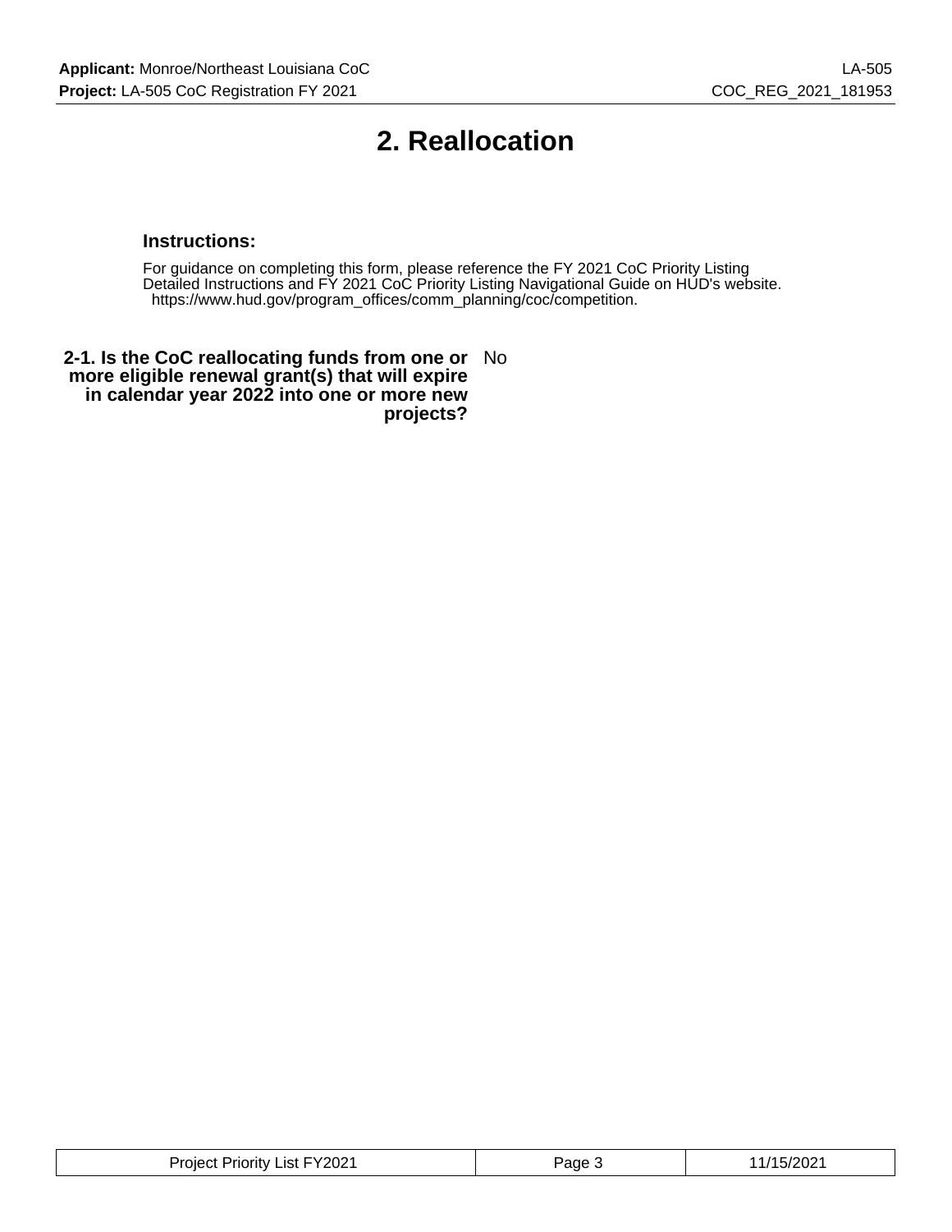# 2. Reallocation

**Instructions:**

For guidance on completing this form, please reference the FY 2021 CoC Priority Listing Detailed Instructions and FY 2021 CoC Priority Listing Navigational Guide on HUD's website. https://www.hud.gov/program_offices/comm_planning/coc/competition.

| | |
|---|---|
| **2-1. Is the CoC reallocating funds from one or more eligible renewal grant(s) that will expire in calendar year 2022 into one or more new projects?** | No |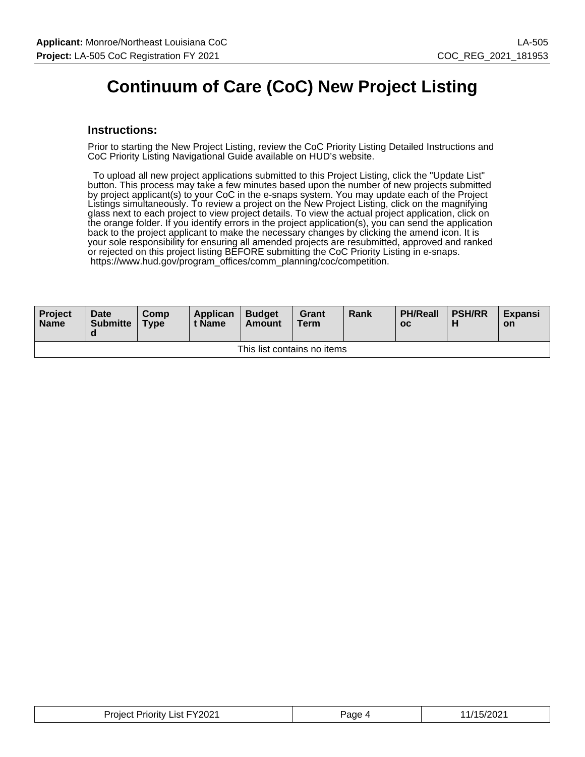# Continuum of Care (CoC) New Project Listing

### Instructions:

Prior to starting the New Project Listing, review the CoC Priority Listing Detailed Instructions and CoC Priority Listing Navigational Guide available on HUD's website.

To upload all new project applications submitted to this Project Listing, click the "Update List" button. This process may take a few minutes based upon the number of new projects submitted by project applicant(s) to your CoC in the e-snaps system. You may update each of the Project Listings simultaneously. To review a project on the New Project Listing, click on the magnifying glass next to each project to view project details. To view the actual project application, click on the orange folder. If you identify errors in the project application(s), you can send the application back to the project applicant to make the necessary changes by clicking the amend icon. It is your sole responsibility for ensuring all amended projects are resubmitted, approved and ranked or rejected on this project listing BEFORE submitting the CoC Priority Listing in e-snaps.
https://www.hud.gov/program_offices/comm_planning/coc/competition.

| Project Name | Date Submitted | Comp Type | Applicant Name | Budget Amount | Grant Term | Rank | PH/Realloc | PSH/RRH | Expansion |
|---|---|---|---|---|---|---|---|---|---|
| This list contains no items | | | | | | | | | |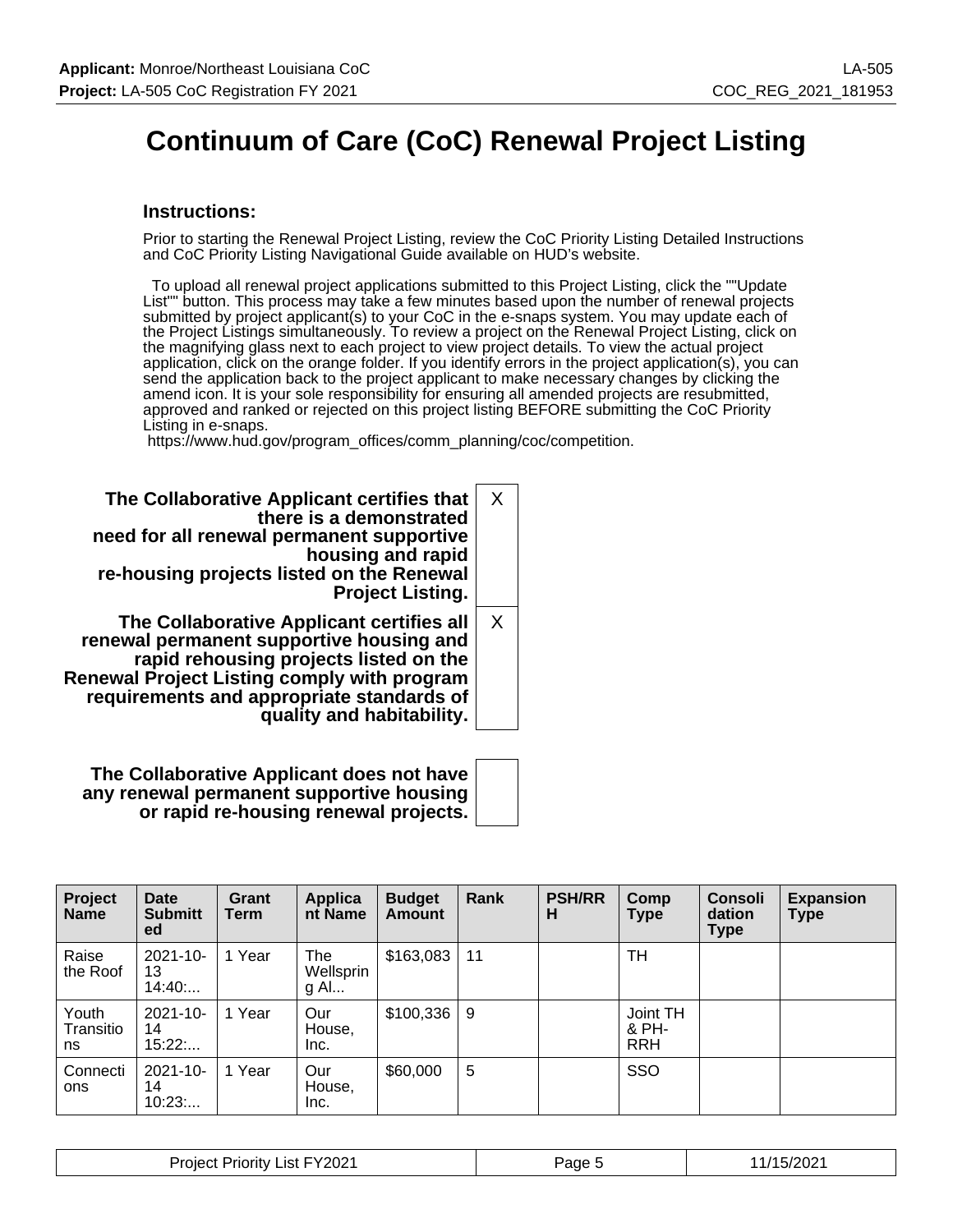# Continuum of Care (CoC) Renewal Project Listing

### Instructions:

Prior to starting the Renewal Project Listing, review the CoC Priority Listing Detailed Instructions and CoC Priority Listing Navigational Guide available on HUD's website.

To upload all renewal project applications submitted to this Project Listing, click the ""Update List"" button. This process may take a few minutes based upon the number of renewal projects submitted by project applicant(s) to your CoC in the e-snaps system. You may update each of the Project Listings simultaneously. To review a project on the Renewal Project Listing, click on the magnifying glass next to each project to view project details. To view the actual project application, click on the orange folder. If you identify errors in the project application(s), you can send the application back to the project applicant to make necessary changes by clicking the amend icon. It is your sole responsibility for ensuring all amended projects are resubmitted, approved and ranked or rejected on this project listing BEFORE submitting the CoC Priority Listing in e-snaps.
https://www.hud.gov/program_offices/comm_planning/coc/competition.

| | |
|---|---|
| **The Collaborative Applicant certifies that there is a demonstrated need for all renewal permanent supportive housing and rapid re-housing projects listed on the Renewal Project Listing.** | X |
| **The Collaborative Applicant certifies all renewal permanent supportive housing and rapid rehousing projects listed on the Renewal Project Listing comply with program requirements and appropriate standards of quality and habitability.** | X |
| **The Collaborative Applicant does not have any renewal permanent supportive housing or rapid re-housing renewal projects.** | |

| Project Name | Date Submitted | Grant Term | Applicant Name | Budget Amount | Rank | PSH/RRH | Comp Type | Consolidation Type | Expansion Type |
|---|---|---|---|---|---|---|---|---|---|
| Raise the Roof | 2021-10-13 14:40:... | 1 Year | The Wellspring Al... | $163,083 | 11 | | TH | | |
| Youth Transitions | 2021-10-14 15:22:... | 1 Year | Our House, Inc. | $100,336 | 9 | | Joint TH & PH-RRH | | |
| Connections | 2021-10-14 10:23:... | 1 Year | Our House, Inc. | $60,000 | 5 | | SSO | | |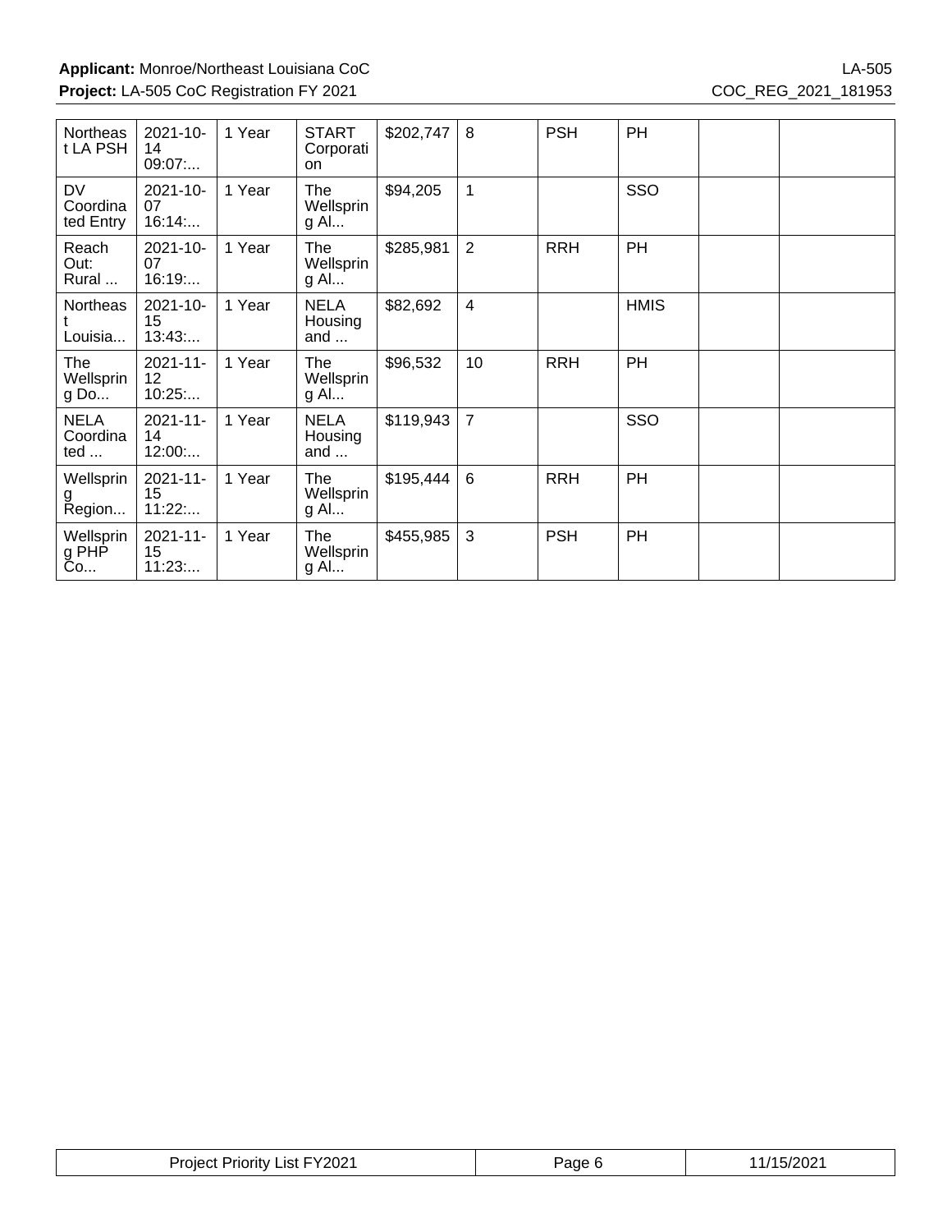| | | | | | | | | | |
|---|---|---|---|---|---|---|---|---|---|
| Northeast LA PSH | 2021-10-14 09:07:... | 1 Year | START Corporation | $202,747 | 8 | PSH | PH | | |
| DV Coordinated Entry | 2021-10-07 16:14:... | 1 Year | The Wellspring Al... | $94,205 | 1 | | SSO | | |
| Reach Out: Rural ... | 2021-10-07 16:19:... | 1 Year | The Wellspring Al... | $285,981 | 2 | RRH | PH | | |
| Northeast Louisia... | 2021-10-15 13:43:... | 1 Year | NELA Housing and ... | $82,692 | 4 | | HMIS | | |
| The Wellspring Do... | 2021-11-12 10:25:... | 1 Year | The Wellspring Al... | $96,532 | 10 | RRH | PH | | |
| NELA Coordinated ... | 2021-11-14 12:00:... | 1 Year | NELA Housing and ... | $119,943 | 7 | | SSO | | |
| Wellspring Region... | 2021-11-15 11:22:... | 1 Year | The Wellspring Al... | $195,444 | 6 | RRH | PH | | |
| Wellspring PHP Co... | 2021-11-15 11:23:... | 1 Year | The Wellspring Al... | $455,985 | 3 | PSH | PH | | |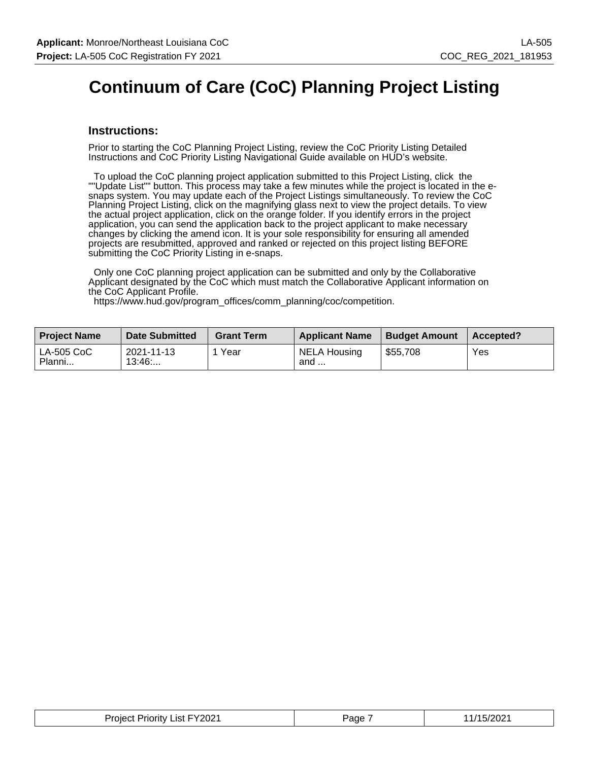# Continuum of Care (CoC) Planning Project Listing

## Instructions:

Prior to starting the CoC Planning Project Listing, review the CoC Priority Listing Detailed Instructions and CoC Priority Listing Navigational Guide available on HUD's website.

To upload the CoC planning project application submitted to this Project Listing, click the ""Update List"" button. This process may take a few minutes while the project is located in the e-snaps system. You may update each of the Project Listings simultaneously. To review the CoC Planning Project Listing, click on the magnifying glass next to view the project details. To view the actual project application, click on the orange folder. If you identify errors in the project application, you can send the application back to the project applicant to make necessary changes by clicking the amend icon. It is your sole responsibility for ensuring all amended projects are resubmitted, approved and ranked or rejected on this project listing BEFORE submitting the CoC Priority Listing in e-snaps.

Only one CoC planning project application can be submitted and only by the Collaborative Applicant designated by the CoC which must match the Collaborative Applicant information on the CoC Applicant Profile.
https://www.hud.gov/program_offices/comm_planning/coc/competition.

| Project Name | Date Submitted | Grant Term | Applicant Name | Budget Amount | Accepted? |
|---|---|---|---|---|---|
| LA-505 CoC Planni... | 2021-11-13 13:46:... | 1 Year | NELA Housing and ... | $55,708 | Yes |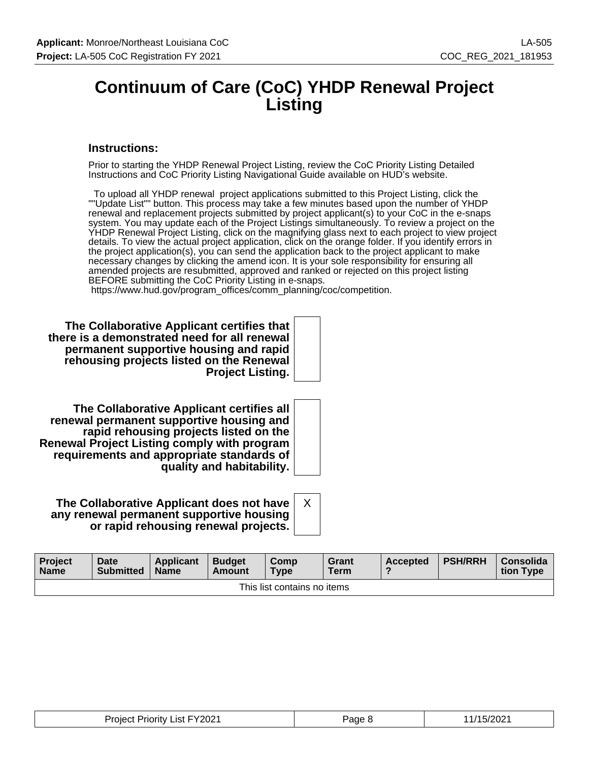# Continuum of Care (CoC) YHDP Renewal Project Listing

**Instructions:**

Prior to starting the YHDP Renewal Project Listing, review the CoC Priority Listing Detailed Instructions and CoC Priority Listing Navigational Guide available on HUD's website.

To upload all YHDP renewal project applications submitted to this Project Listing, click the ""Update List"" button. This process may take a few minutes based upon the number of YHDP renewal and replacement projects submitted by project applicant(s) to your CoC in the e-snaps system. You may update each of the Project Listings simultaneously. To review a project on the YHDP Renewal Project Listing, click on the magnifying glass next to each project to view project details. To view the actual project application, click on the orange folder. If you identify errors in the project application(s), you can send the application back to the project applicant to make necessary changes by clicking the amend icon. It is your sole responsibility for ensuring all amended projects are resubmitted, approved and ranked or rejected on this project listing BEFORE submitting the CoC Priority Listing in e-snaps.
https://www.hud.gov/program_offices/comm_planning/coc/competition.

| | |
|---|---|
| **The Collaborative Applicant certifies that there is a demonstrated need for all renewal permanent supportive housing and rapid rehousing projects listed on the Renewal Project Listing.** | |
| **The Collaborative Applicant certifies all renewal permanent supportive housing and rapid rehousing projects listed on the Renewal Project Listing comply with program requirements and appropriate standards of quality and habitability.** | |
| **The Collaborative Applicant does not have any renewal permanent supportive housing or rapid rehousing renewal projects.** | X |

| Project Name | Date Submitted | Applicant Name | Budget Amount | Comp Type | Grant Term | Accepted ? | PSH/RRH | Consolidation Type |
|---|---|---|---|---|---|---|---|---|
| This list contains no items | | | | | | | | |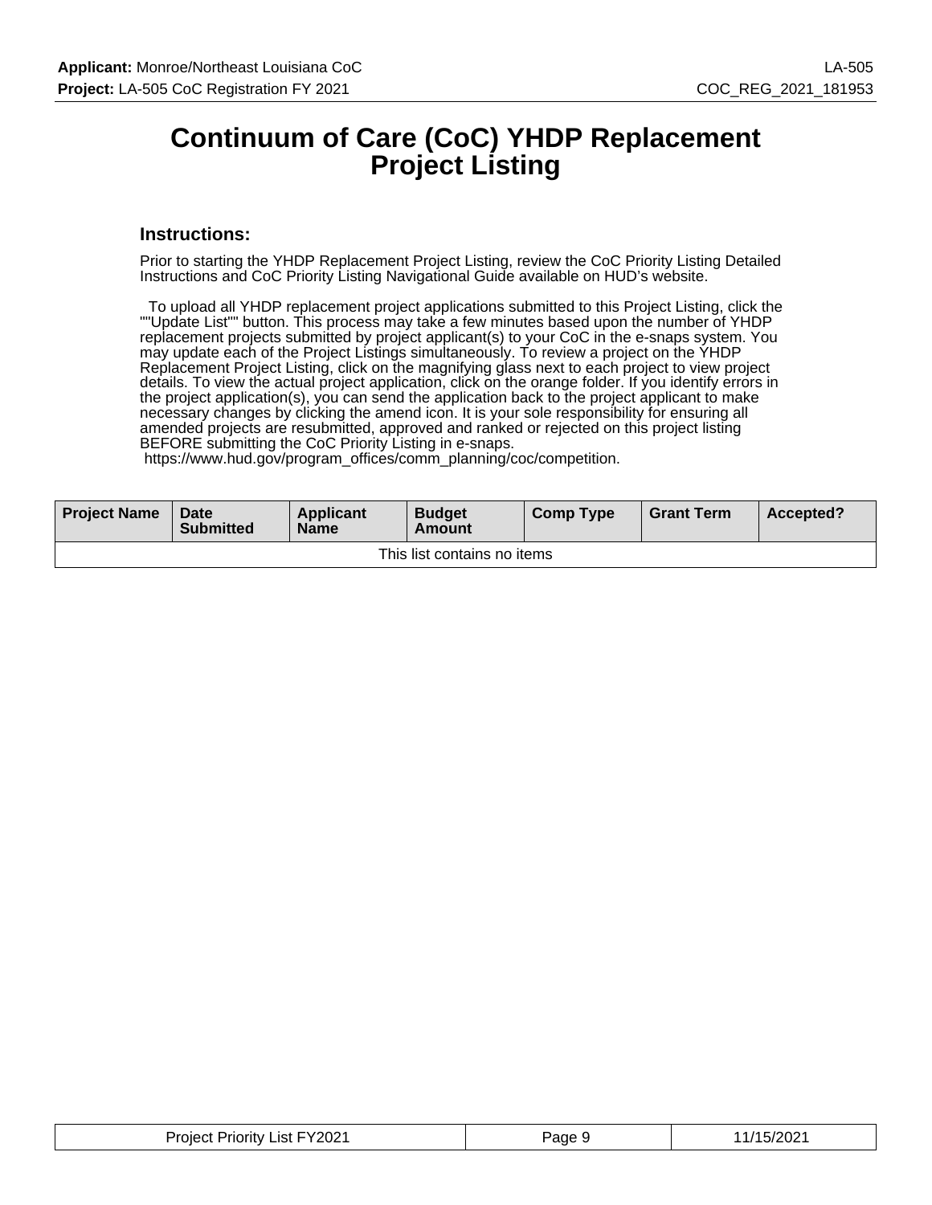# Continuum of Care (CoC) YHDP Replacement Project Listing

### Instructions:

Prior to starting the YHDP Replacement Project Listing, review the CoC Priority Listing Detailed Instructions and CoC Priority Listing Navigational Guide available on HUD's website.

To upload all YHDP replacement project applications submitted to this Project Listing, click the ""Update List"" button. This process may take a few minutes based upon the number of YHDP replacement projects submitted by project applicant(s) to your CoC in the e-snaps system. You may update each of the Project Listings simultaneously. To review a project on the YHDP Replacement Project Listing, click on the magnifying glass next to each project to view project details. To view the actual project application, click on the orange folder. If you identify errors in the project application(s), you can send the application back to the project applicant to make necessary changes by clicking the amend icon. It is your sole responsibility for ensuring all amended projects are resubmitted, approved and ranked or rejected on this project listing BEFORE submitting the CoC Priority Listing in e-snaps.
https://www.hud.gov/program_offices/comm_planning/coc/competition.

| Project Name | Date Submitted | Applicant Name | Budget Amount | Comp Type | Grant Term | Accepted? |
|---|---|---|---|---|---|---|
| This list contains no items | | | | | | |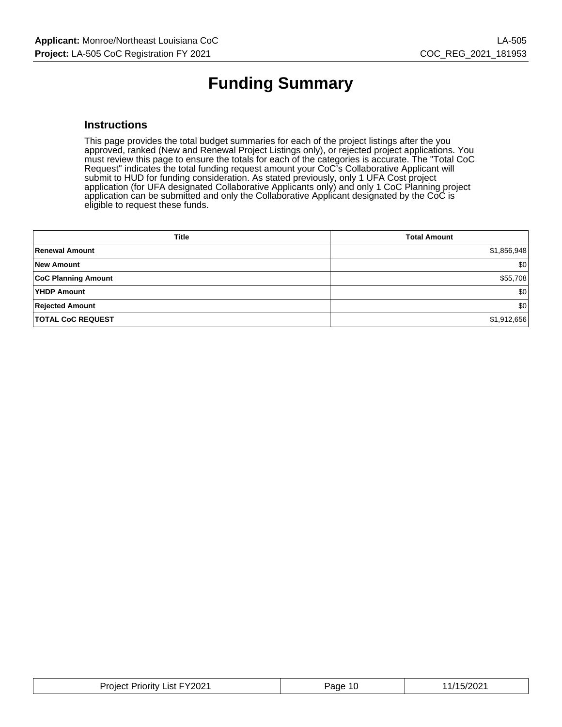# Funding Summary

## Instructions

This page provides the total budget summaries for each of the project listings after the you approved, ranked (New and Renewal Project Listings only), or rejected project applications. You must review this page to ensure the totals for each of the categories is accurate. The "Total CoC Request" indicates the total funding request amount your CoC's Collaborative Applicant will submit to HUD for funding consideration. As stated previously, only 1 UFA Cost project application (for UFA designated Collaborative Applicants only) and only 1 CoC Planning project application can be submitted and only the Collaborative Applicant designated by the CoC is eligible to request these funds.

| Title | Total Amount |
|---|---:|
| **Renewal Amount** | $1,856,948 |
| **New Amount** | $0 |
| **CoC Planning Amount** | $55,708 |
| **YHDP Amount** | $0 |
| **Rejected Amount** | $0 |
| **TOTAL CoC REQUEST** | $1,912,656 |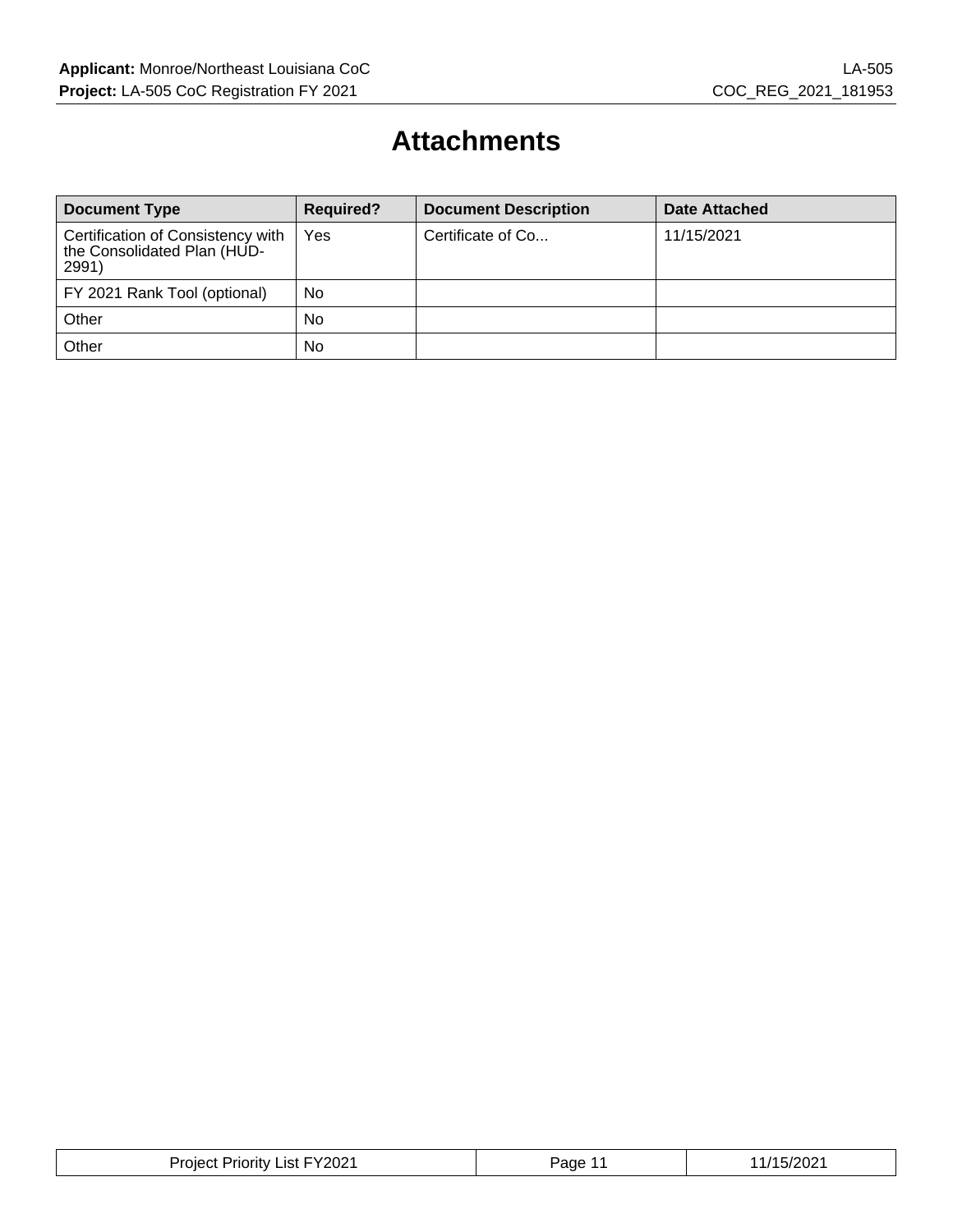# Attachments

| Document Type | Required? | Document Description | Date Attached |
|---|---|---|---|
| Certification of Consistency with the Consolidated Plan (HUD-2991) | Yes | Certificate of Co... | 11/15/2021 |
| FY 2021 Rank Tool (optional) | No | | |
| Other | No | | |
| Other | No | | |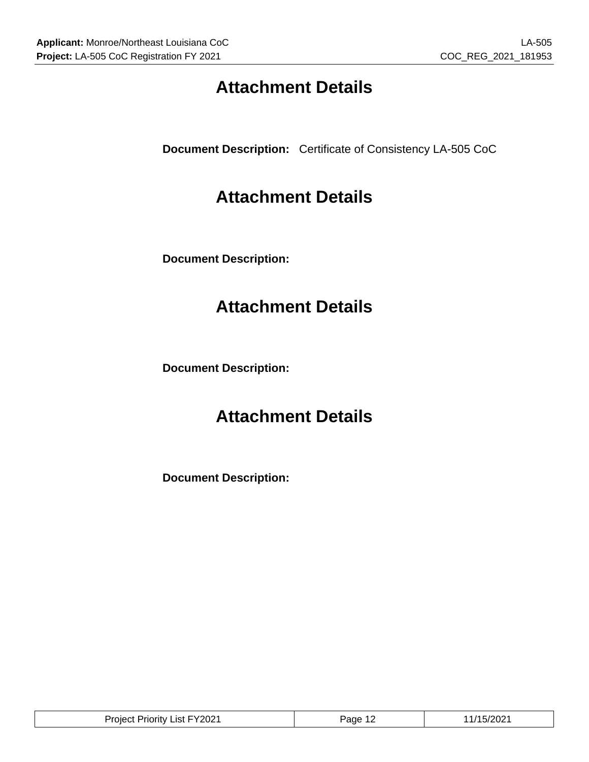# Attachment Details

**Document Description:** Certificate of Consistency LA-505 CoC

# Attachment Details

**Document Description:**

# Attachment Details

**Document Description:**

# Attachment Details

**Document Description:**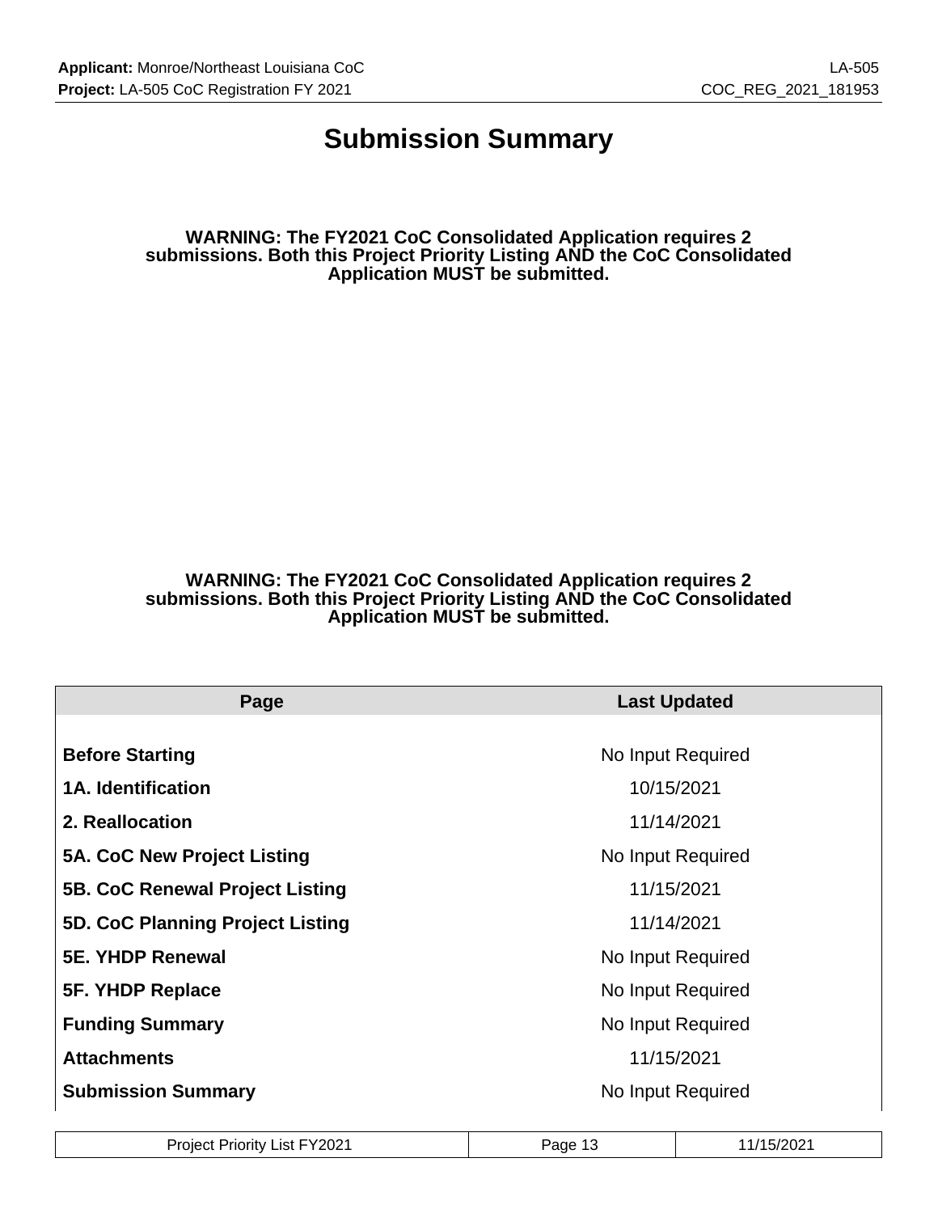# Submission Summary

**WARNING: The FY2021 CoC Consolidated Application requires 2 submissions. Both this Project Priority Listing AND the CoC Consolidated Application MUST be submitted.**

**WARNING: The FY2021 CoC Consolidated Application requires 2 submissions. Both this Project Priority Listing AND the CoC Consolidated Application MUST be submitted.**

| Page | Last Updated |
|---|---|
| **Before Starting** | No Input Required |
| **1A. Identification** | 10/15/2021 |
| **2. Reallocation** | 11/14/2021 |
| **5A. CoC New Project Listing** | No Input Required |
| **5B. CoC Renewal Project Listing** | 11/15/2021 |
| **5D. CoC Planning Project Listing** | 11/14/2021 |
| **5E. YHDP Renewal** | No Input Required |
| **5F. YHDP Replace** | No Input Required |
| **Funding Summary** | No Input Required |
| **Attachments** | 11/15/2021 |
| **Submission Summary** | No Input Required |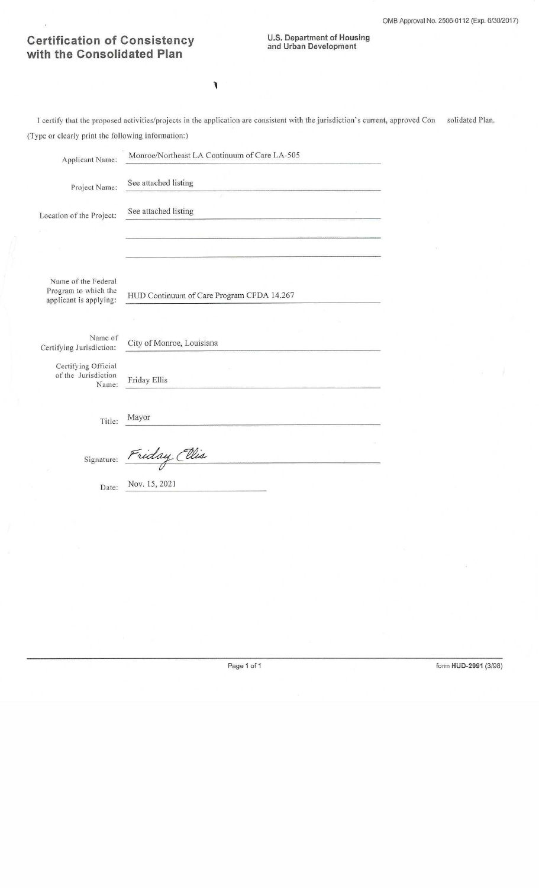OMB Approval No. 2506-0112 (Exp. 6/30/2017)

# Certification of Consistency with the Consolidated Plan

**U.S. Department of Housing and Urban Development**

I certify that the proposed activities/projects in the application are consistent with the jurisdiction's current, approved Consolidated Plan.

(Type or clearly print the following information:)

Applicant Name: Monroe/Northeast LA Continuum of Care LA-505

Project Name: See attached listing

Location of the Project: See attached listing

Name of the Federal Program to which the applicant is applying: HUD Continuum of Care Program CFDA 14.267

Name of Certifying Jurisdiction: City of Monroe, Louisiana

Certifying Official of the Jurisdiction Name: Friday Ellis

Title: Mayor

Signature: Friday Ellis

Date: Nov. 15, 2021

form HUD-2991 (3/98)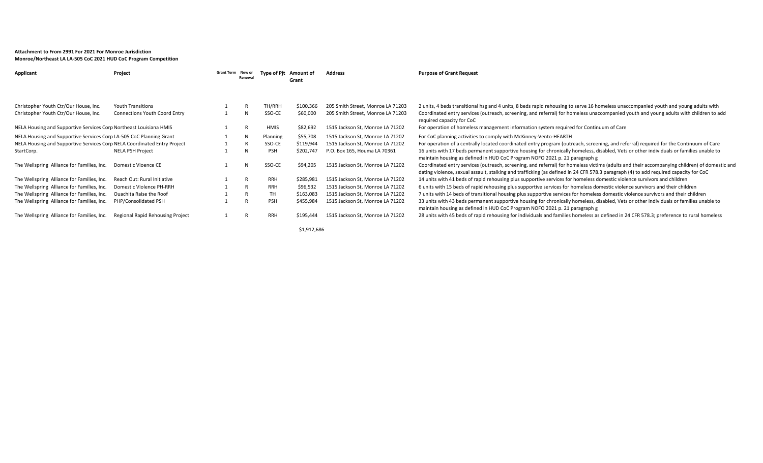**Attachment to From 2991 For 2021 For Monroe Jurisdiction**
**Monroe/Northeast LA LA-505 CoC 2021 HUD CoC Program Competition**

| Applicant | Project | Grant Term | New or Renewal | Type of Pjt | Amount of Grant | Address | Purpose of Grant Request |
|---|---|---|---|---|---|---|---|
| Christopher Youth Ctr/Our House, Inc. | Youth Transitions | 1 | R | TH/RRH | $100,366 | 205 Smith Street, Monroe LA 71203 | 2 units, 4 beds transitional hsg and 4 units, 8 beds rapid rehousing to serve 16 homeless unaccompanied youth and young adults with |
| Christopher Youth Ctr/Our House, Inc. | Connections Youth Coord Entry | 1 | N | SSO-CE | $60,000 | 205 Smith Street, Monroe LA 71203 | Coordinated entry services (outreach, screening, and referral) for homeless unaccompanied youth and young adults with children to add required capacity for CoC |
| NELA Housing and Supportive Services Corp | Northeast Louisiana HMIS | 1 | R | HMIS | $82,692 | 1515 Jackson St, Monroe LA 71202 | For operation of homeless management information system required for Continuum of Care |
| NELA Housing and Supportive Services Corp | LA-505 CoC Planning Grant | 1 | N | Planning | $55,708 | 1515 Jackson St, Monroe LA 71202 | For CoC planning activities to comply with McKinney-Vento-HEARTH |
| NELA Housing and Supportive Services Corp | NELA Coordinated Entry Project | 1 | R | SSO-CE | $119,944 | 1515 Jackson St, Monroe LA 71202 | For operation of a centrally located coordinated entry program (outreach, screening, and referral) required for the Continuum of Care |
| StartCorp. | NELA PSH Project | 1 | N | PSH | $202,747 | P.O. Box 165, Houma LA 70361 | 16 units with 17 beds permanent supportive housing for chronically homeless, disabled, Vets or other individuals or families unable to maintain housing as defined in HUD CoC Program NOFO 2021 p. 21 paragraph g |
| The Wellspring Alliance for Families, Inc. | Domestic Vioence CE | 1 | N | SSO-CE | $94,205 | 1515 Jackson St, Monroe LA 71202 | Coordinated entry services (outreach, screening, and referral) for homeless victims (adults and their accompanying children) of domestic and dating violence, sexual assault, stalking and trafficking (as defined in 24 CFR 578.3 paragraph (4) to add required capacity for CoC |
| The Wellspring Alliance for Families, Inc. | Reach Out: Rural Initiative | 1 | R | RRH | $285,981 | 1515 Jackson St, Monroe LA 71202 | 14 units with 41 beds of rapid rehousing plus supportive services for homeless domestic violence survivors and children |
| The Wellspring Alliance for Families, Inc. | Domestic Violence PH-RRH | 1 | R | RRH | $96,532 | 1515 Jackson St, Monroe LA 71202 | 6 units with 15 beds of rapid rehousing plus supportive services for homeless domestic violence survivors and their children |
| The Wellspring Alliance for Families, Inc. | Ouachita Raise the Roof | 1 | R | TH | $163,083 | 1515 Jackson St, Monroe LA 71202 | 7 units with 14 beds of transitional housing plus supportive services for homeless domestic violence survivors and their children |
| The Wellspring Alliance for Families, Inc. | PHP/Consolidated PSH | 1 | R | PSH | $455,984 | 1515 Jackson St, Monroe LA 71202 | 33 units with 43 beds permanent supportive housing for chronically homeless, disabled, Vets or other individuals or families unable to maintain housing as defined in HUD CoC Program NOFO 2021 p. 21 paragraph g |
| The Wellspring Alliance for Families, Inc. | Regional Rapid Rehousing Project | 1 | R | RRH | $195,444 | 1515 Jackson St, Monroe LA 71202 | 28 units with 45 beds of rapid rehousing for individuals and families homeless as defined in 24 CFR 578.3; preference to rural homeless |
| | | | | | $1,912,686 | | |